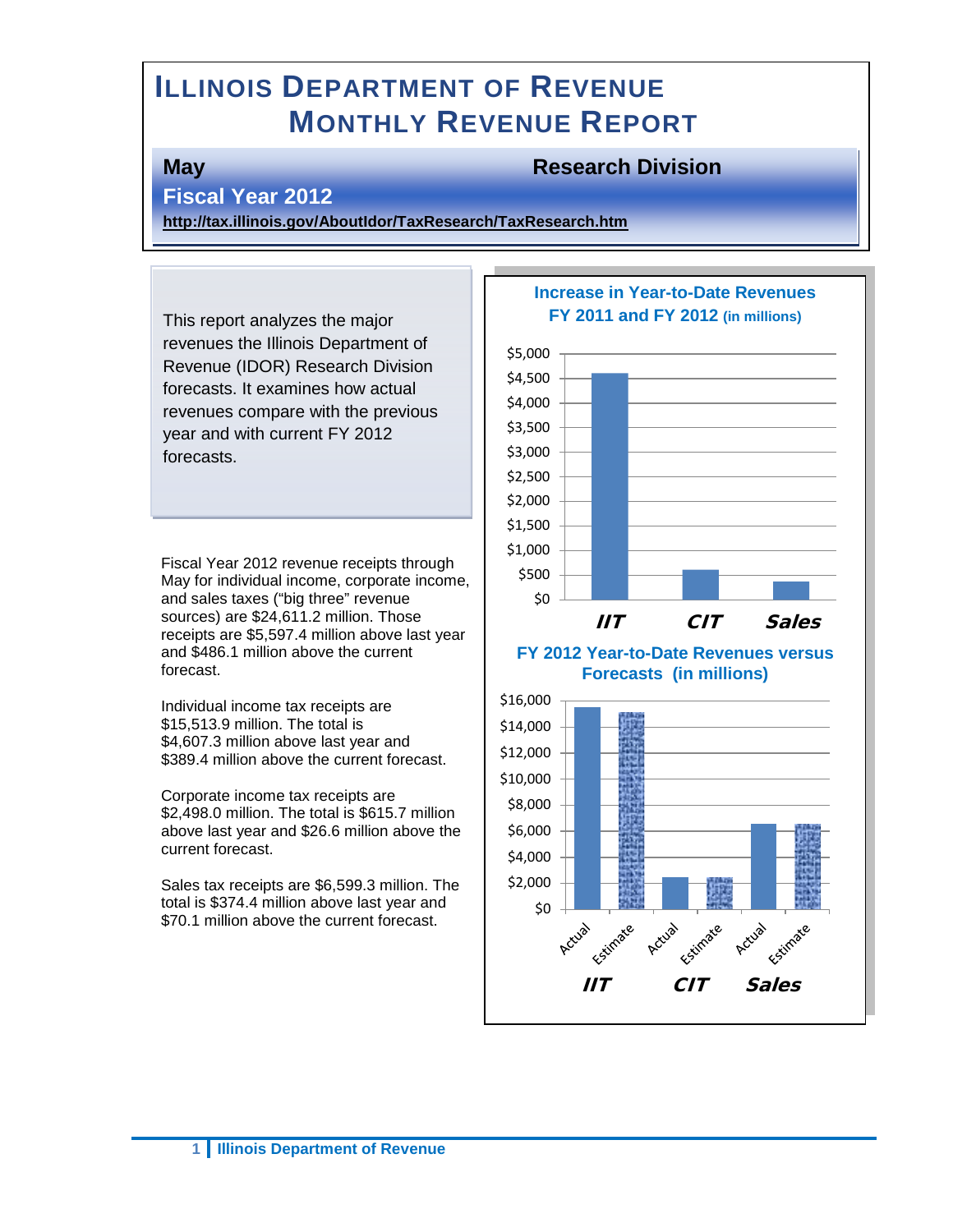# Illinois Department of Revenue
## Monthly Revenue Report

**May** **Research Division**

**Fiscal Year 2012**

**http://tax.illinois.gov/AboutIdor/TaxResearch/TaxResearch.htm**

This report analyzes the major revenues the Illinois Department of Revenue (IDOR) Research Division forecasts. It examines how actual revenues compare with the previous year and with current FY 2012 forecasts.

Fiscal Year 2012 revenue receipts through May for individual income, corporate income, and sales taxes ("big three" revenue sources) are $24,611.2 million. Those receipts are $5,597.4 million above last year and $486.1 million above the current forecast.

Individual income tax receipts are $15,513.9 million. The total is $4,607.3 million above last year and $389.4 million above the current forecast.

Corporate income tax receipts are $2,498.0 million. The total is $615.7 million above last year and $26.6 million above the current forecast.

Sales tax receipts are $6,599.3 million. The total is $374.4 million above last year and $70.1 million above the current forecast.

**Increase in Year-to-Date Revenues FY 2011 and FY 2012 (in millions)**

$5,000
$4,500
$4,000
$3,500
$3,000
$2,500
$2,000
$1,500
$1,000
$500
$0

IIT
CIT
Sales

**FY 2012 Year-to-Date Revenues versus Forecasts (in millions)**

$16,000
$14,000
$12,000
$10,000
$8,000
$6,000
$4,000
$2,000
$0

Actual
Estimate
Actual
Estimate
Actual
Estimate

IIT
CIT
Sales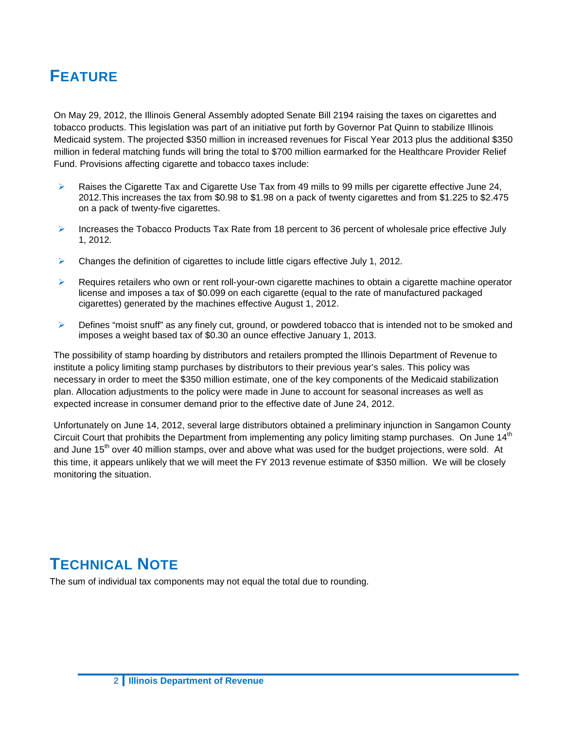# FEATURE

On May 29, 2012, the Illinois General Assembly adopted Senate Bill 2194 raising the taxes on cigarettes and tobacco products. This legislation was part of an initiative put forth by Governor Pat Quinn to stabilize Illinois Medicaid system. The projected $350 million in increased revenues for Fiscal Year 2013 plus the additional $350 million in federal matching funds will bring the total to $700 million earmarked for the Healthcare Provider Relief Fund. Provisions affecting cigarette and tobacco taxes include:

- Raises the Cigarette Tax and Cigarette Use Tax from 49 mills to 99 mills per cigarette effective June 24, 2012.This increases the tax from $0.98 to $1.98 on a pack of twenty cigarettes and from $1.225 to $2.475 on a pack of twenty-five cigarettes.
- Increases the Tobacco Products Tax Rate from 18 percent to 36 percent of wholesale price effective July 1, 2012.
- Changes the definition of cigarettes to include little cigars effective July 1, 2012.
- Requires retailers who own or rent roll-your-own cigarette machines to obtain a cigarette machine operator license and imposes a tax of $0.099 on each cigarette (equal to the rate of manufactured packaged cigarettes) generated by the machines effective August 1, 2012.
- Defines “moist snuff” as any finely cut, ground, or powdered tobacco that is intended not to be smoked and imposes a weight based tax of $0.30 an ounce effective January 1, 2013.

The possibility of stamp hoarding by distributors and retailers prompted the Illinois Department of Revenue to institute a policy limiting stamp purchases by distributors to their previous year’s sales. This policy was necessary in order to meet the $350 million estimate, one of the key components of the Medicaid stabilization plan. Allocation adjustments to the policy were made in June to account for seasonal increases as well as expected increase in consumer demand prior to the effective date of June 24, 2012.

Unfortunately on June 14, 2012, several large distributors obtained a preliminary injunction in Sangamon County Circuit Court that prohibits the Department from implementing any policy limiting stamp purchases. On June 14th and June 15th over 40 million stamps, over and above what was used for the budget projections, were sold. At this time, it appears unlikely that we will meet the FY 2013 revenue estimate of $350 million. We will be closely monitoring the situation.

# TECHNICAL NOTE

The sum of individual tax components may not equal the total due to rounding.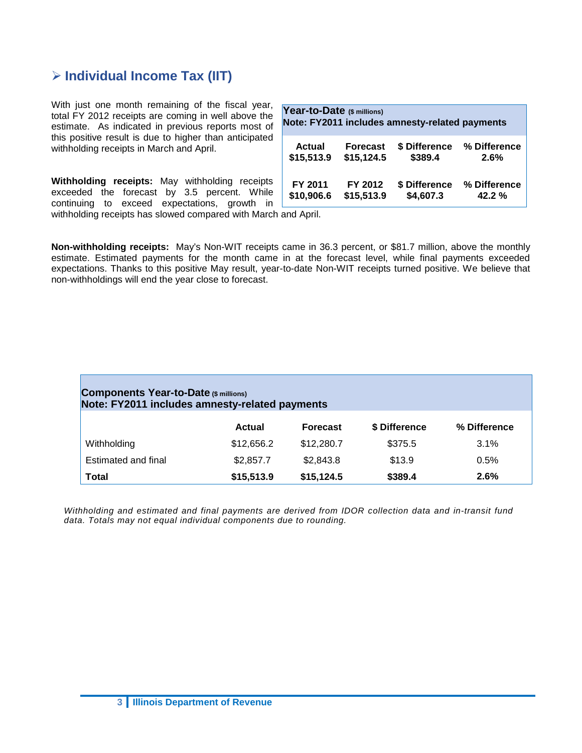## ➢ Individual Income Tax (IIT)

With just one month remaining of the fiscal year, total FY 2012 receipts are coming in well above the estimate. As indicated in previous reports most of this positive result is due to higher than anticipated withholding receipts in March and April.

| Year-to-Date ($ millions) Note: FY2011 includes amnesty-related payments | | | |
|---|---|---|---|
| **Actual** | **Forecast** | **$ Difference** | **% Difference** |
| **$15,513.9** | **$15,124.5** | **$389.4** | **2.6%** |
| **FY 2011** | **FY 2012** | **$ Difference** | **% Difference** |
| **$10,906.6** | **$15,513.9** | **$4,607.3** | **42.2 %** |

**Withholding receipts:** May withholding receipts exceeded the forecast by 3.5 percent. While continuing to exceed expectations, growth in withholding receipts has slowed compared with March and April.

**Non-withholding receipts:** May's Non-WIT receipts came in 36.3 percent, or $81.7 million, above the monthly estimate. Estimated payments for the month came in at the forecast level, while final payments exceeded expectations. Thanks to this positive May result, year-to-date Non-WIT receipts turned positive. We believe that non-withholdings will end the year close to forecast.

| Components Year-to-Date ($ millions) Note: FY2011 includes amnesty-related payments | | | | |
|---|---|---|---|---|
| | **Actual** | **Forecast** | **$ Difference** | **% Difference** |
| Withholding | $12,656.2 | $12,280.7 | $375.5 | 3.1% |
| Estimated and final | $2,857.7 | $2,843.8 | $13.9 | 0.5% |
| **Total** | **$15,513.9** | **$15,124.5** | **$389.4** | **2.6%** |

*Withholding and estimated and final payments are derived from IDOR collection data and in-transit fund data. Totals may not equal individual components due to rounding.*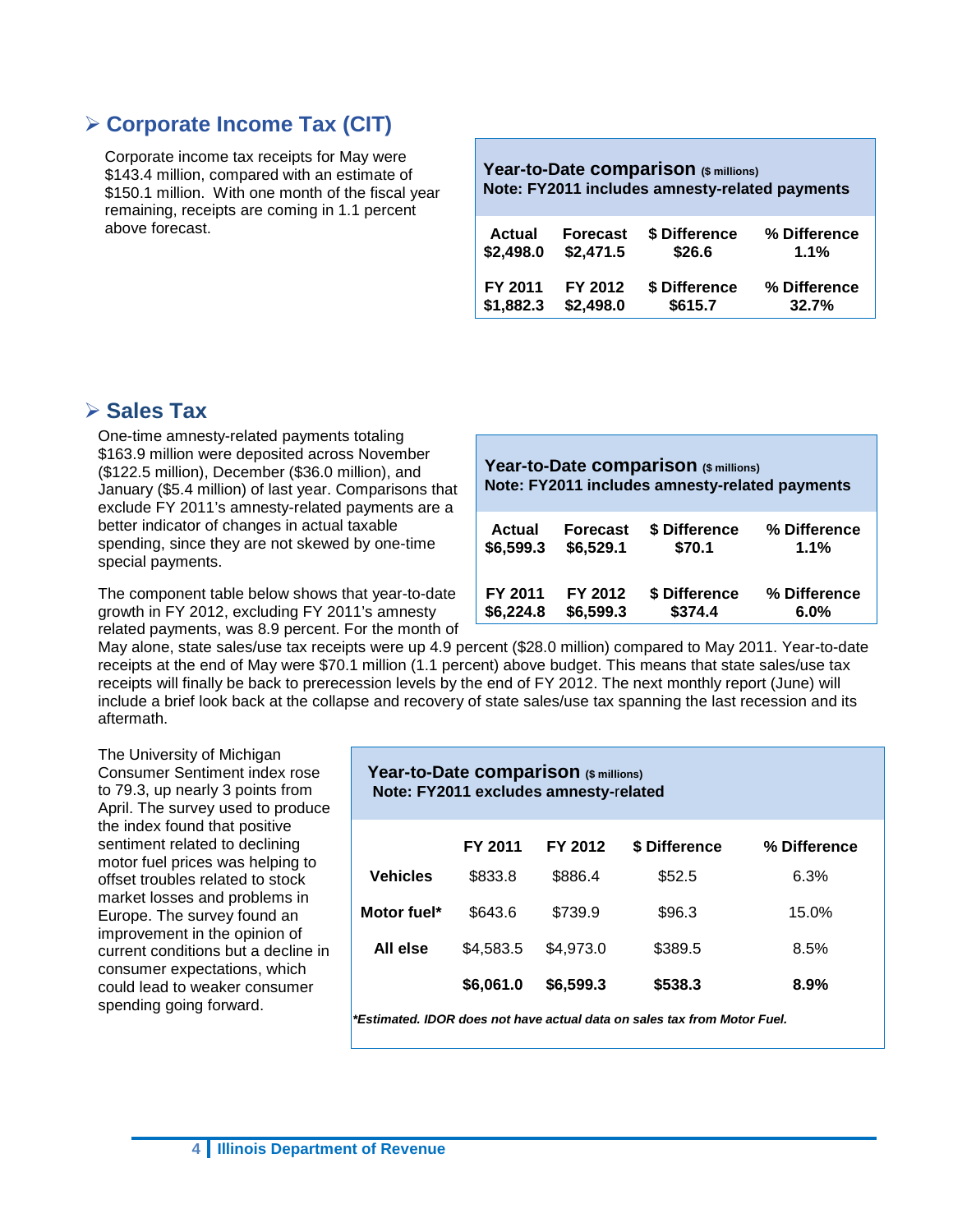## Corporate Income Tax (CIT)

Corporate income tax receipts for May were $143.4 million, compared with an estimate of $150.1 million. With one month of the fiscal year remaining, receipts are coming in 1.1 percent above forecast.

**Year-to-Date comparison** ($ millions)
**Note: FY2011 includes amnesty-related payments**

| Actual | Forecast | $ Difference | % Difference |
|---|---|---|---|
| $2,498.0 | $2,471.5 | $26.6 | 1.1% |
| **FY 2011** | **FY 2012** | **$ Difference** | **% Difference** |
| $1,882.3 | $2,498.0 | $615.7 | 32.7% |

## Sales Tax

One-time amnesty-related payments totaling $163.9 million were deposited across November ($122.5 million), December ($36.0 million), and January ($5.4 million) of last year. Comparisons that exclude FY 2011's amnesty-related payments are a better indicator of changes in actual taxable spending, since they are not skewed by one-time special payments.

**Year-to-Date comparison** ($ millions)
**Note: FY2011 includes amnesty-related payments**

| Actual | Forecast | $ Difference | % Difference |
|---|---|---|---|
| $6,599.3 | $6,529.1 | $70.1 | 1.1% |
| **FY 2011** | **FY 2012** | **$ Difference** | **% Difference** |
| $6,224.8 | $6,599.3 | $374.4 | 6.0% |

The component table below shows that year-to-date growth in FY 2012, excluding FY 2011's amnesty related payments, was 8.9 percent. For the month of May alone, state sales/use tax receipts were up 4.9 percent ($28.0 million) compared to May 2011. Year-to-date receipts at the end of May were $70.1 million (1.1 percent) above budget. This means that state sales/use tax receipts will finally be back to prerecession levels by the end of FY 2012. The next monthly report (June) will include a brief look back at the collapse and recovery of state sales/use tax spanning the last recession and its aftermath.

The University of Michigan Consumer Sentiment index rose to 79.3, up nearly 3 points from April. The survey used to produce the index found that positive sentiment related to declining motor fuel prices was helping to offset troubles related to stock market losses and problems in Europe. The survey found an improvement in the opinion of current conditions but a decline in consumer expectations, which could lead to weaker consumer spending going forward.

**Year-to-Date comparison** ($ millions)
**Note: FY2011 excludes amnesty-related**

| | FY 2011 | FY 2012 | $ Difference | % Difference |
|---|---|---|---|---|
| **Vehicles** | $833.8 | $886.4 | $52.5 | 6.3% |
| **Motor fuel*** | $643.6 | $739.9 | $96.3 | 15.0% |
| **All else** | $4,583.5 | $4,973.0 | $389.5 | 8.5% |
| | **$6,061.0** | **$6,599.3** | **$538.3** | **8.9%** |

****Estimated. IDOR does not have actual data on sales tax from Motor Fuel.***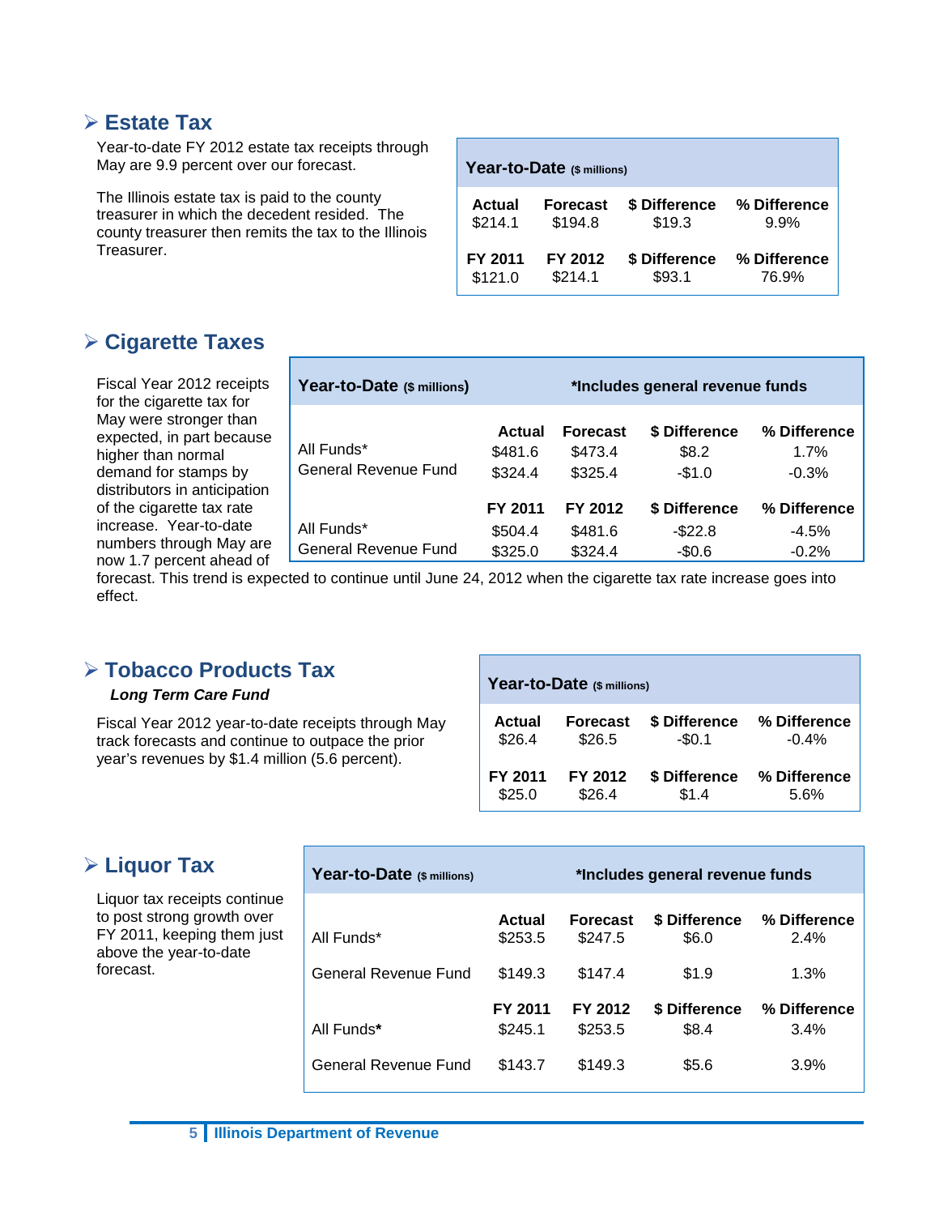## Estate Tax

Year-to-date FY 2012 estate tax receipts through May are 9.9 percent over our forecast.

The Illinois estate tax is paid to the county treasurer in which the decedent resided. The county treasurer then remits the tax to the Illinois Treasurer.

| Year-to-Date ($ millions) | | | |
|---|---|---|---|
| **Actual** | **Forecast** | **$ Difference** | **% Difference** |
| $214.1 | $194.8 | $19.3 | 9.9% |
| **FY 2011** | **FY 2012** | **$ Difference** | **% Difference** |
| $121.0 | $214.1 | $93.1 | 76.9% |

## Cigarette Taxes

Fiscal Year 2012 receipts for the cigarette tax for May were stronger than expected, in part because higher than normal demand for stamps by distributors in anticipation of the cigarette tax rate increase. Year-to-date numbers through May are now 1.7 percent ahead of forecast. This trend is expected to continue until June 24, 2012 when the cigarette tax rate increase goes into effect.

| Year-to-Date ($ millions) | | | *Includes general revenue funds | |
|---|---|---|---|---|
| | **Actual** | **Forecast** | **$ Difference** | **% Difference** |
| All Funds* | $481.6 | $473.4 | $8.2 | 1.7% |
| General Revenue Fund | $324.4 | $325.4 | -$1.0 | -0.3% |
| | **FY 2011** | **FY 2012** | **$ Difference** | **% Difference** |
| All Funds* | $504.4 | $481.6 | -$22.8 | -4.5% |
| General Revenue Fund | $325.0 | $324.4 | -$0.6 | -0.2% |

## Tobacco Products Tax

***Long Term Care Fund***

Fiscal Year 2012 year-to-date receipts through May track forecasts and continue to outpace the prior year's revenues by $1.4 million (5.6 percent).

| Year-to-Date ($ millions) | | | |
|---|---|---|---|
| **Actual** | **Forecast** | **$ Difference** | **% Difference** |
| $26.4 | $26.5 | -$0.1 | -0.4% |
| **FY 2011** | **FY 2012** | **$ Difference** | **% Difference** |
| $25.0 | $26.4 | $1.4 | 5.6% |

## Liquor Tax

Liquor tax receipts continue to post strong growth over FY 2011, keeping them just above the year-to-date forecast.

| Year-to-Date ($ millions) | | | *Includes general revenue funds | |
|---|---|---|---|---|
| | **Actual** | **Forecast** | **$ Difference** | **% Difference** |
| All Funds* | $253.5 | $247.5 | $6.0 | 2.4% |
| General Revenue Fund | $149.3 | $147.4 | $1.9 | 1.3% |
| | **FY 2011** | **FY 2012** | **$ Difference** | **% Difference** |
| All Funds* | $245.1 | $253.5 | $8.4 | 3.4% |
| General Revenue Fund | $143.7 | $149.3 | $5.6 | 3.9% |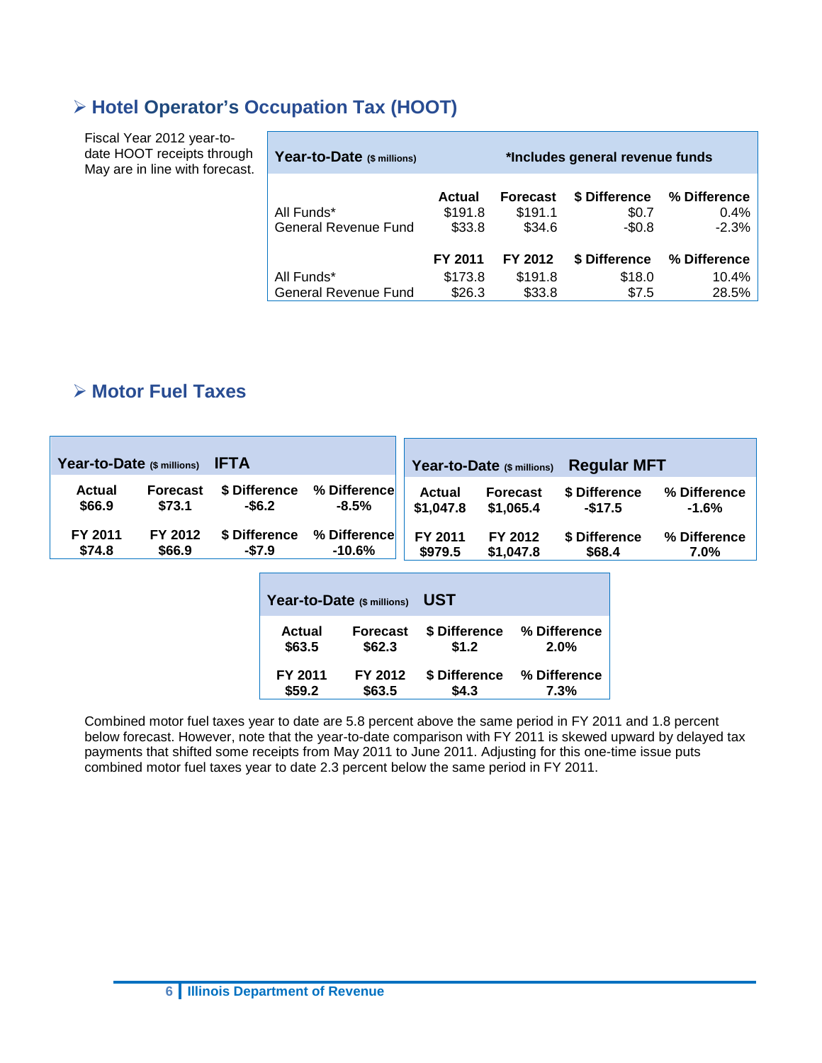## Hotel Operator's Occupation Tax (HOOT)

Fiscal Year 2012 year-to-date HOOT receipts through May are in line with forecast.

| Year-to-Date ($ millions) | *Includes general revenue funds | | | |
|---|---|---|---|---|
| | **Actual** | **Forecast** | **$ Difference** | **% Difference** |
| All Funds* | $191.8 | $191.1 | $0.7 | 0.4% |
| General Revenue Fund | $33.8 | $34.6 | -$0.8 | -2.3% |
| | **FY 2011** | **FY 2012** | **$ Difference** | **% Difference** |
| All Funds* | $173.8 | $191.8 | $18.0 | 10.4% |
| General Revenue Fund | $26.3 | $33.8 | $7.5 | 28.5% |

## Motor Fuel Taxes

| Year-to-Date ($ millions) | IFTA | | |
|---|---|---|---|
| **Actual** | **Forecast** | **$ Difference** | **% Difference** |
| **$66.9** | **$73.1** | **-$6.2** | **-8.5%** |
| **FY 2011** | **FY 2012** | **$ Difference** | **% Difference** |
| **$74.8** | **$66.9** | **-$7.9** | **-10.6%** |

| Year-to-Date ($ millions) | Regular MFT | | |
|---|---|---|---|
| **Actual** | **Forecast** | **$ Difference** | **% Difference** |
| **$1,047.8** | **$1,065.4** | **-$17.5** | **-1.6%** |
| **FY 2011** | **FY 2012** | **$ Difference** | **% Difference** |
| **$979.5** | **$1,047.8** | **$68.4** | **7.0%** |

| Year-to-Date ($ millions) | UST | | |
|---|---|---|---|
| **Actual** | **Forecast** | **$ Difference** | **% Difference** |
| **$63.5** | **$62.3** | **$1.2** | **2.0%** |
| **FY 2011** | **FY 2012** | **$ Difference** | **% Difference** |
| **$59.2** | **$63.5** | **$4.3** | **7.3%** |

Combined motor fuel taxes year to date are 5.8 percent above the same period in FY 2011 and 1.8 percent below forecast. However, note that the year-to-date comparison with FY 2011 is skewed upward by delayed tax payments that shifted some receipts from May 2011 to June 2011. Adjusting for this one-time issue puts combined motor fuel taxes year to date 2.3 percent below the same period in FY 2011.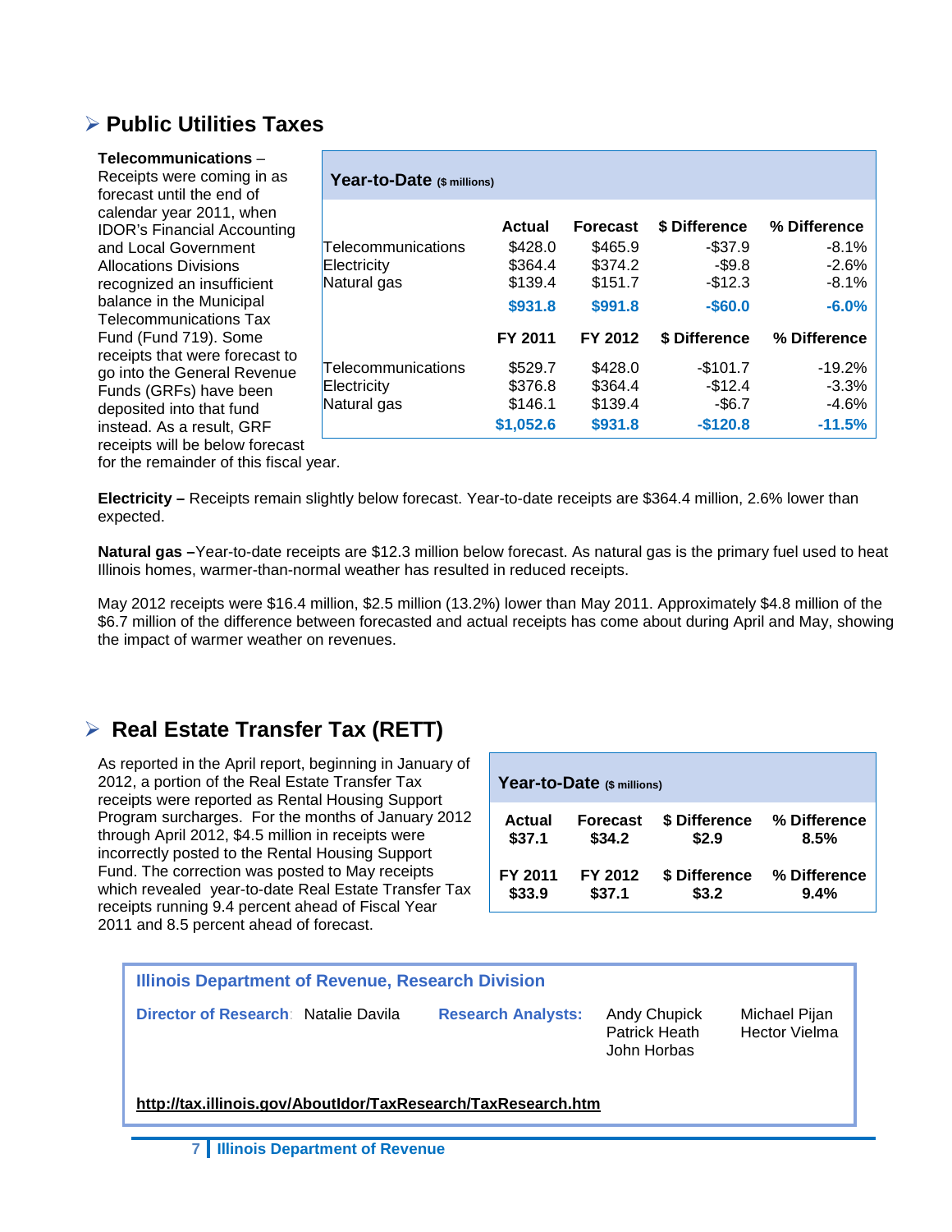## Public Utilities Taxes

**Year-to-Date** ($ millions)

| | Actual | Forecast | $ Difference | % Difference |
|---|---|---|---|---|
| Telecommunications | $428.0 | $465.9 | -$37.9 | -8.1% |
| Electricity | $364.4 | $374.2 | -$9.8 | -2.6% |
| Natural gas | $139.4 | $151.7 | -$12.3 | -8.1% |
| | **$931.8** | **$991.8** | **-$60.0** | **-6.0%** |
| | **FY 2011** | **FY 2012** | **$ Difference** | **% Difference** |
| Telecommunications | $529.7 | $428.0 | -$101.7 | -19.2% |
| Electricity | $376.8 | $364.4 | -$12.4 | -3.3% |
| Natural gas | $146.1 | $139.4 | -$6.7 | -4.6% |
| | **$1,052.6** | **$931.8** | **-$120.8** | **-11.5%** |

**Telecommunications** – Receipts were coming in as forecast until the end of calendar year 2011, when IDOR's Financial Accounting and Local Government Allocations Divisions recognized an insufficient balance in the Municipal Telecommunications Tax Fund (Fund 719). Some receipts that were forecast to go into the General Revenue Funds (GRFs) have been deposited into that fund instead. As a result, GRF receipts will be below forecast for the remainder of this fiscal year.

**Electricity –** Receipts remain slightly below forecast. Year-to-date receipts are $364.4 million, 2.6% lower than expected.

**Natural gas –**Year-to-date receipts are $12.3 million below forecast. As natural gas is the primary fuel used to heat Illinois homes, warmer-than-normal weather has resulted in reduced receipts.

May 2012 receipts were $16.4 million, $2.5 million (13.2%) lower than May 2011. Approximately $4.8 million of the $6.7 million of the difference between forecasted and actual receipts has come about during April and May, showing the impact of warmer weather on revenues.

## Real Estate Transfer Tax (RETT)

**Year-to-Date** ($ millions)

| Actual | Forecast | $ Difference | % Difference |
|---|---|---|---|
| $37.1 | $34.2 | $2.9 | 8.5% |
| **FY 2011** | **FY 2012** | **$ Difference** | **% Difference** |
| $33.9 | $37.1 | $3.2 | 9.4% |

As reported in the April report, beginning in January of 2012, a portion of the Real Estate Transfer Tax receipts were reported as Rental Housing Support Program surcharges. For the months of January 2012 through April 2012, $4.5 million in receipts were incorrectly posted to the Rental Housing Support Fund. The correction was posted to May receipts which revealed year-to-date Real Estate Transfer Tax receipts running 9.4 percent ahead of Fiscal Year 2011 and 8.5 percent ahead of forecast.

**Illinois Department of Revenue, Research Division**

**Director of Research**: Natalie Davila

**Research Analysts:** Andy Chupick, Patrick Heath, John Horbas, Michael Pijan, Hector Vielma

http://tax.illinois.gov/AboutIdor/TaxResearch/TaxResearch.htm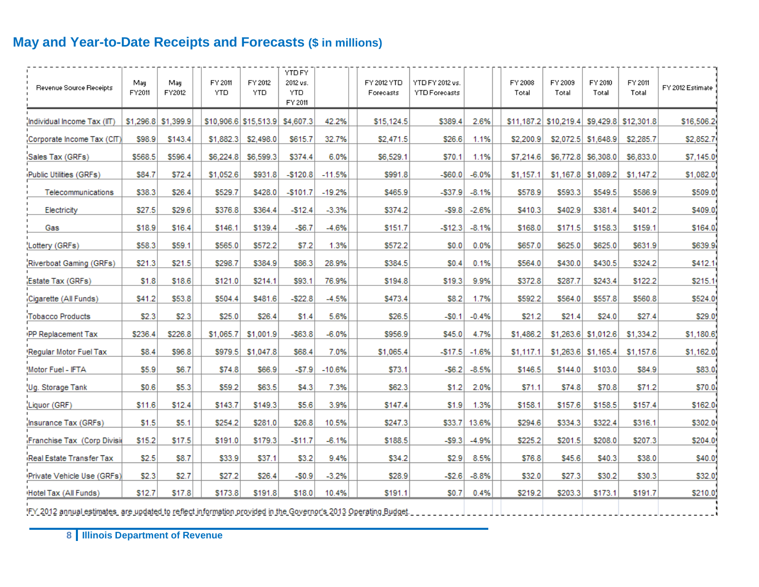## May and Year-to-Date Receipts and Forecasts ($ in millions)

| Revenue Source Receipts | May FY2011 | May FY2012 | FY 2011 YTD | FY 2012 YTD | YTD FY 2012 vs. YTD FY 2011 | | FY 2012 YTD Forecasts | YTD FY 2012 vs. YTD Forecasts | | FY 2008 Total | FY 2009 Total | FY 2010 Total | FY 2011 Total | FY 2012 Estimate |
|---|---|---|---|---|---|---|---|---|---|---|---|---|---|---|
| Individual Income Tax (IIT) | $1,296.8 | $1,399.9 | $10,906.6 | $15,513.9 | $4,607.3 | 42.2% | $15,124.5 | $389.4 | 2.6% | $11,187.2 | $10,219.4 | $9,429.8 | $12,301.8 | $16,506.2 |
| Corporate Income Tax (CIT) | $98.9 | $143.4 | $1,882.3 | $2,498.0 | $615.7 | 32.7% | $2,471.5 | $26.6 | 1.1% | $2,200.9 | $2,072.5 | $1,648.9 | $2,285.7 | $2,852.7 |
| Sales Tax (GRFs) | $568.5 | $596.4 | $6,224.8 | $6,599.3 | $374.4 | 6.0% | $6,529.1 | $70.1 | 1.1% | $7,214.6 | $6,772.8 | $6,308.0 | $6,833.0 | $7,145.0 |
| Public Utilities (GRFs) | $84.7 | $72.4 | $1,052.6 | $931.8 | -$120.8 | -11.5% | $991.8 | -$60.0 | -6.0% | $1,157.1 | $1,167.8 | $1,089.2 | $1,147.2 | $1,082.0 |
| Telecommunications | $38.3 | $26.4 | $529.7 | $428.0 | -$101.7 | -19.2% | $465.9 | -$37.9 | -8.1% | $578.9 | $593.3 | $549.5 | $586.9 | $509.0 |
| Electricity | $27.5 | $29.6 | $376.8 | $364.4 | -$12.4 | -3.3% | $374.2 | -$9.8 | -2.6% | $410.3 | $402.9 | $381.4 | $401.2 | $409.0 |
| Gas | $18.9 | $16.4 | $146.1 | $139.4 | -$6.7 | -4.6% | $151.7 | -$12.3 | -8.1% | $168.0 | $171.5 | $158.3 | $159.1 | $164.0 |
| Lottery (GRFs) | $58.3 | $59.1 | $565.0 | $572.2 | $7.2 | 1.3% | $572.2 | $0.0 | 0.0% | $657.0 | $625.0 | $625.0 | $631.9 | $639.9 |
| Riverboat Gaming (GRFs) | $21.3 | $21.5 | $298.7 | $384.9 | $86.3 | 28.9% | $384.5 | $0.4 | 0.1% | $564.0 | $430.0 | $430.5 | $324.2 | $412.1 |
| Estate Tax (GRFs) | $1.8 | $18.6 | $121.0 | $214.1 | $93.1 | 76.9% | $194.8 | $19.3 | 9.9% | $372.8 | $287.7 | $243.4 | $122.2 | $215.1 |
| Cigarette (All Funds) | $41.2 | $53.8 | $504.4 | $481.6 | -$22.8 | -4.5% | $473.4 | $8.2 | 1.7% | $592.2 | $564.0 | $557.8 | $560.8 | $524.0 |
| Tobacco Products | $2.3 | $2.3 | $25.0 | $26.4 | $1.4 | 5.6% | $26.5 | -$0.1 | -0.4% | $21.2 | $21.4 | $24.0 | $27.4 | $29.0 |
| PP Replacement Tax | $236.4 | $226.8 | $1,065.7 | $1,001.9 | -$63.8 | -6.0% | $956.9 | $45.0 | 4.7% | $1,486.2 | $1,263.6 | $1,012.6 | $1,334.2 | $1,180.6 |
| Regular Motor Fuel Tax | $8.4 | $96.8 | $979.5 | $1,047.8 | $68.4 | 7.0% | $1,065.4 | -$17.5 | -1.6% | $1,117.1 | $1,263.6 | $1,165.4 | $1,157.6 | $1,162.0 |
| Motor Fuel - IFTA | $5.9 | $6.7 | $74.8 | $66.9 | -$7.9 | -10.6% | $73.1 | -$6.2 | -8.5% | $146.5 | $144.0 | $103.0 | $84.9 | $83.0 |
| Ug. Storage Tank | $0.6 | $5.3 | $59.2 | $63.5 | $4.3 | 7.3% | $62.3 | $1.2 | 2.0% | $71.1 | $74.8 | $70.8 | $71.2 | $70.0 |
| Liquor (GRF) | $11.6 | $12.4 | $143.7 | $149.3 | $5.6 | 3.9% | $147.4 | $1.9 | 1.3% | $158.1 | $157.6 | $158.5 | $157.4 | $162.0 |
| Insurance Tax (GRFs) | $1.5 | $5.1 | $254.2 | $281.0 | $26.8 | 10.5% | $247.3 | $33.7 | 13.6% | $294.6 | $334.3 | $322.4 | $316.1 | $302.0 |
| Franchise Tax (Corp Divisi | $15.2 | $17.5 | $191.0 | $179.3 | -$11.7 | -6.1% | $188.5 | -$9.3 | -4.9% | $225.2 | $201.5 | $208.0 | $207.3 | $204.0 |
| Real Estate Transfer Tax | $2.5 | $8.7 | $33.9 | $37.1 | $3.2 | 9.4% | $34.2 | $2.9 | 8.5% | $76.8 | $45.6 | $40.3 | $38.0 | $40.0 |
| Private Vehicle Use (GRFs) | $2.3 | $2.7 | $27.2 | $26.4 | -$0.9 | -3.2% | $28.9 | -$2.6 | -8.8% | $32.0 | $27.3 | $30.2 | $30.3 | $32.0 |
| Hotel Tax (All Funds) | $12.7 | $17.8 | $173.8 | $191.8 | $18.0 | 10.4% | $191.1 | $0.7 | 0.4% | $219.2 | $203.3 | $173.1 | $191.7 | $210.0 |

FY 2012 annual estimates are updated to reflect information provided in the Governor's 2013 Operating Budget.